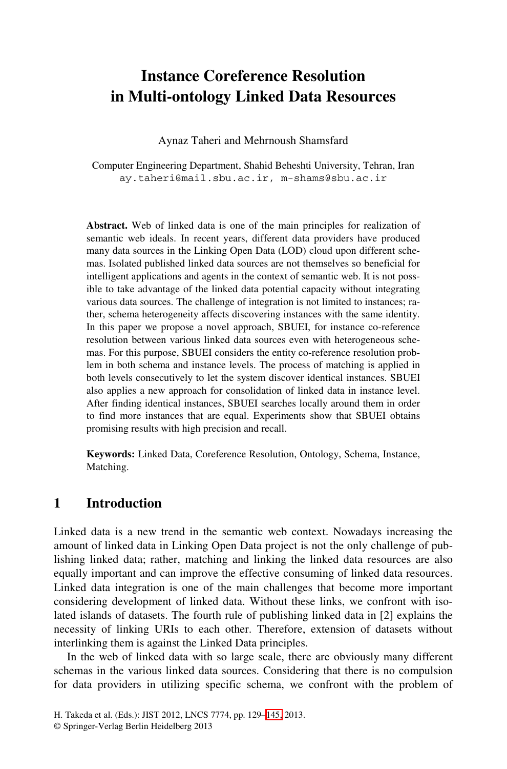# Instance Coreference Resolution in Multi-ontology Linked Data Resources

Aynaz Taheri and Mehrnoush Shamsfard

Computer Engineering Department, Shahid Beheshti University, Tehran, Iran
ay.taheri@mail.sbu.ac.ir, m-shams@sbu.ac.ir

**Abstract.** Web of linked data is one of the main principles for realization of semantic web ideals. In recent years, different data providers have produced many data sources in the Linking Open Data (LOD) cloud upon different schemas. Isolated published linked data sources are not themselves so beneficial for intelligent applications and agents in the context of semantic web. It is not possible to take advantage of the linked data potential capacity without integrating various data sources. The challenge of integration is not limited to instances; rather, schema heterogeneity affects discovering instances with the same identity. In this paper we propose a novel approach, SBUEI, for instance co-reference resolution between various linked data sources even with heterogeneous schemas. For this purpose, SBUEI considers the entity co-reference resolution problem in both schema and instance levels. The process of matching is applied in both levels consecutively to let the system discover identical instances. SBUEI also applies a new approach for consolidation of linked data in instance level. After finding identical instances, SBUEI searches locally around them in order to find more instances that are equal. Experiments show that SBUEI obtains promising results with high precision and recall.

**Keywords:** Linked Data, Coreference Resolution, Ontology, Schema, Instance, Matching.

## 1 Introduction

Linked data is a new trend in the semantic web context. Nowadays increasing the amount of linked data in Linking Open Data project is not the only challenge of publishing linked data; rather, matching and linking the linked data resources are also equally important and can improve the effective consuming of linked data resources. Linked data integration is one of the main challenges that become more important considering development of linked data. Without these links, we confront with isolated islands of datasets. The fourth rule of publishing linked data in [2] explains the necessity of linking URIs to each other. Therefore, extension of datasets without interlinking them is against the Linked Data principles.

In the web of linked data with so large scale, there are obviously many different schemas in the various linked data sources. Considering that there is no compulsion for data providers in utilizing specific schema, we confront with the problem of

H. Takeda et al. (Eds.): JIST 2012, LNCS 7774, pp. 129–145, 2013.
© Springer-Verlag Berlin Heidelberg 2013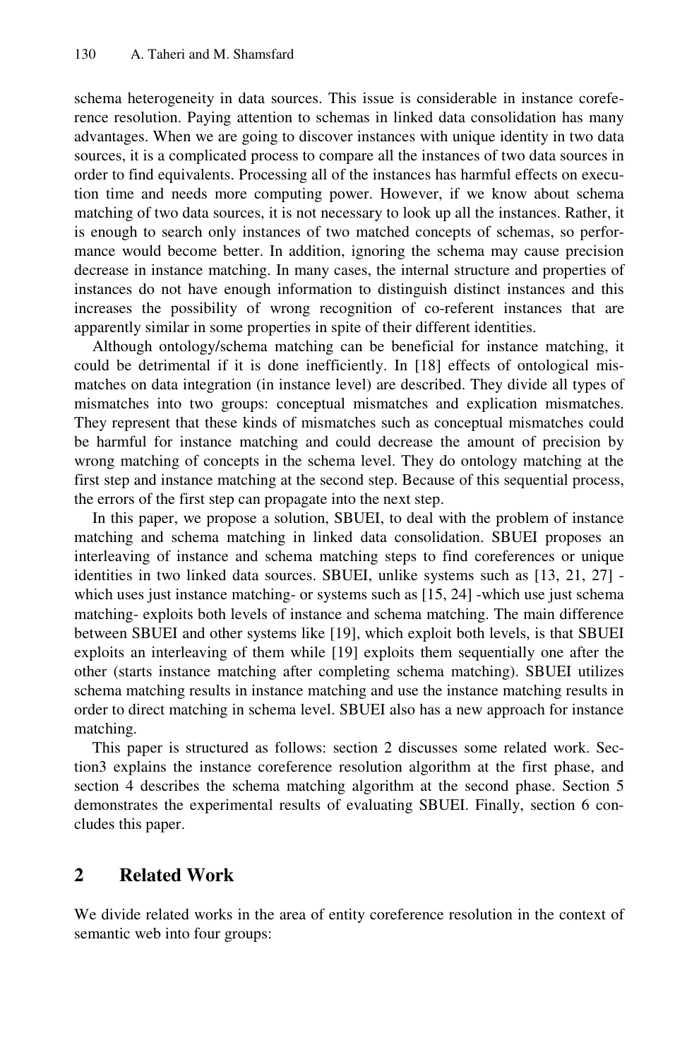schema heterogeneity in data sources. This issue is considerable in instance coreference resolution. Paying attention to schemas in linked data consolidation has many advantages. When we are going to discover instances with unique identity in two data sources, it is a complicated process to compare all the instances of two data sources in order to find equivalents. Processing all of the instances has harmful effects on execution time and needs more computing power. However, if we know about schema matching of two data sources, it is not necessary to look up all the instances. Rather, it is enough to search only instances of two matched concepts of schemas, so performance would become better. In addition, ignoring the schema may cause precision decrease in instance matching. In many cases, the internal structure and properties of instances do not have enough information to distinguish distinct instances and this increases the possibility of wrong recognition of co-referent instances that are apparently similar in some properties in spite of their different identities.

Although ontology/schema matching can be beneficial for instance matching, it could be detrimental if it is done inefficiently. In [18] effects of ontological mismatches on data integration (in instance level) are described. They divide all types of mismatches into two groups: conceptual mismatches and explication mismatches. They represent that these kinds of mismatches such as conceptual mismatches could be harmful for instance matching and could decrease the amount of precision by wrong matching of concepts in the schema level. They do ontology matching at the first step and instance matching at the second step. Because of this sequential process, the errors of the first step can propagate into the next step.

In this paper, we propose a solution, SBUEI, to deal with the problem of instance matching and schema matching in linked data consolidation. SBUEI proposes an interleaving of instance and schema matching steps to find coreferences or unique identities in two linked data sources. SBUEI, unlike systems such as [13, 21, 27] -which uses just instance matching- or systems such as [15, 24] -which use just schema matching- exploits both levels of instance and schema matching. The main difference between SBUEI and other systems like [19], which exploit both levels, is that SBUEI exploits an interleaving of them while [19] exploits them sequentially one after the other (starts instance matching after completing schema matching). SBUEI utilizes schema matching results in instance matching and use the instance matching results in order to direct matching in schema level. SBUEI also has a new approach for instance matching.

This paper is structured as follows: section 2 discusses some related work. Section3 explains the instance coreference resolution algorithm at the first phase, and section 4 describes the schema matching algorithm at the second phase. Section 5 demonstrates the experimental results of evaluating SBUEI. Finally, section 6 concludes this paper.

## 2 Related Work

We divide related works in the area of entity coreference resolution in the context of semantic web into four groups: